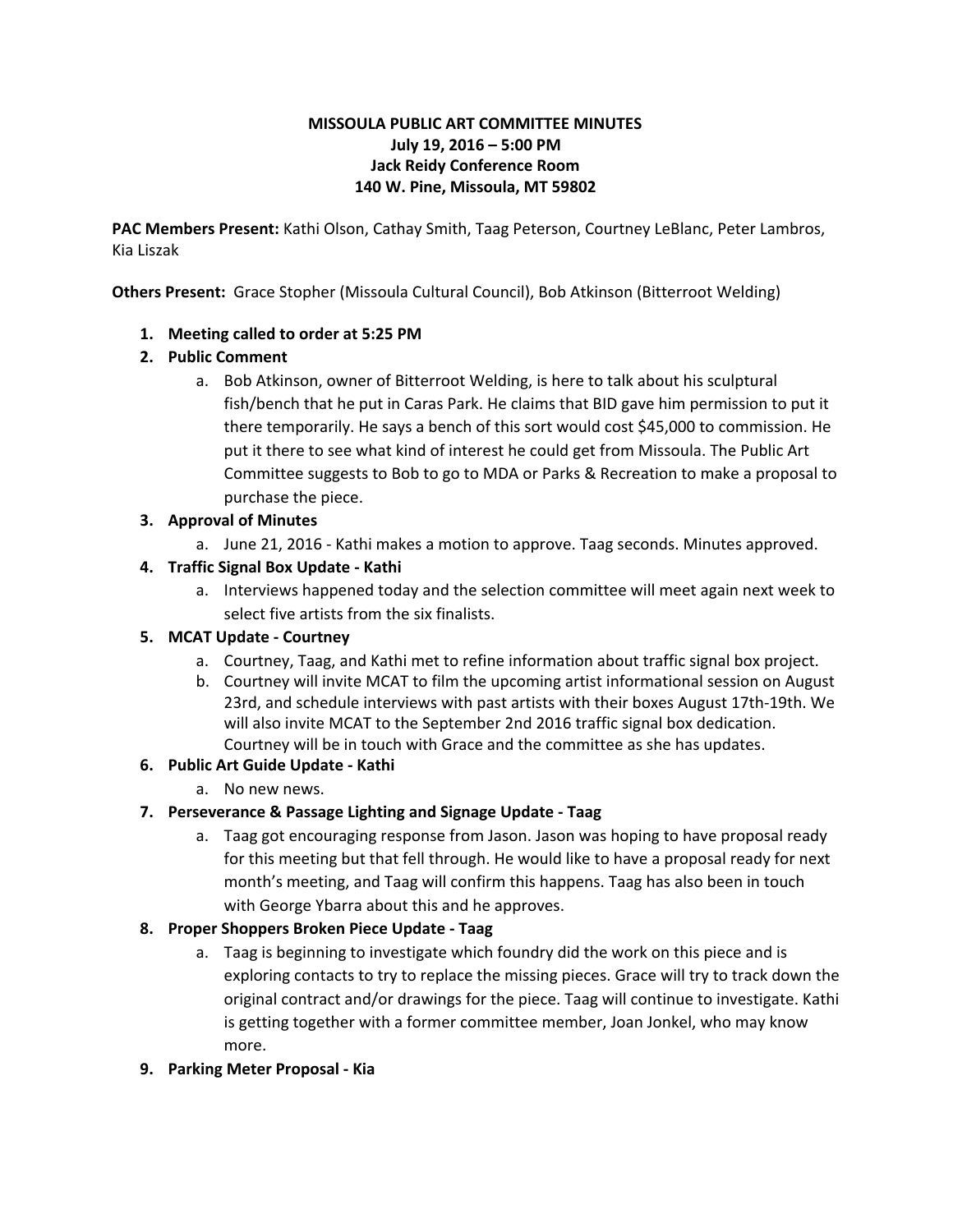**MISSOULA PUBLIC ART COMMITTEE MINUTES**
**July 19, 2016 – 5:00 PM**
**Jack Reidy Conference Room**
**140 W. Pine, Missoula, MT 59802**

**PAC Members Present:** Kathi Olson, Cathay Smith, Taag Peterson, Courtney LeBlanc, Peter Lambros, Kia Liszak

**Others Present:** Grace Stopher (Missoula Cultural Council), Bob Atkinson (Bitterroot Welding)

1. **Meeting called to order at 5:25 PM**
2. **Public Comment**
   a. Bob Atkinson, owner of Bitterroot Welding, is here to talk about his sculptural fish/bench that he put in Caras Park. He claims that BID gave him permission to put it there temporarily. He says a bench of this sort would cost $45,000 to commission. He put it there to see what kind of interest he could get from Missoula. The Public Art Committee suggests to Bob to go to MDA or Parks & Recreation to make a proposal to purchase the piece.
3. **Approval of Minutes**
   a. June 21, 2016 - Kathi makes a motion to approve. Taag seconds. Minutes approved.
4. **Traffic Signal Box Update - Kathi**
   a. Interviews happened today and the selection committee will meet again next week to select five artists from the six finalists.
5. **MCAT Update - Courtney**
   a. Courtney, Taag, and Kathi met to refine information about traffic signal box project.
   b. Courtney will invite MCAT to film the upcoming artist informational session on August 23rd, and schedule interviews with past artists with their boxes August 17th-19th. We will also invite MCAT to the September 2nd 2016 traffic signal box dedication. Courtney will be in touch with Grace and the committee as she has updates.
6. **Public Art Guide Update - Kathi**
   a. No new news.
7. **Perseverance & Passage Lighting and Signage Update - Taag**
   a. Taag got encouraging response from Jason. Jason was hoping to have proposal ready for this meeting but that fell through. He would like to have a proposal ready for next month's meeting, and Taag will confirm this happens. Taag has also been in touch with George Ybarra about this and he approves.
8. **Proper Shoppers Broken Piece Update - Taag**
   a. Taag is beginning to investigate which foundry did the work on this piece and is exploring contacts to try to replace the missing pieces. Grace will try to track down the original contract and/or drawings for the piece. Taag will continue to investigate. Kathi is getting together with a former committee member, Joan Jonkel, who may know more.
9. **Parking Meter Proposal - Kia**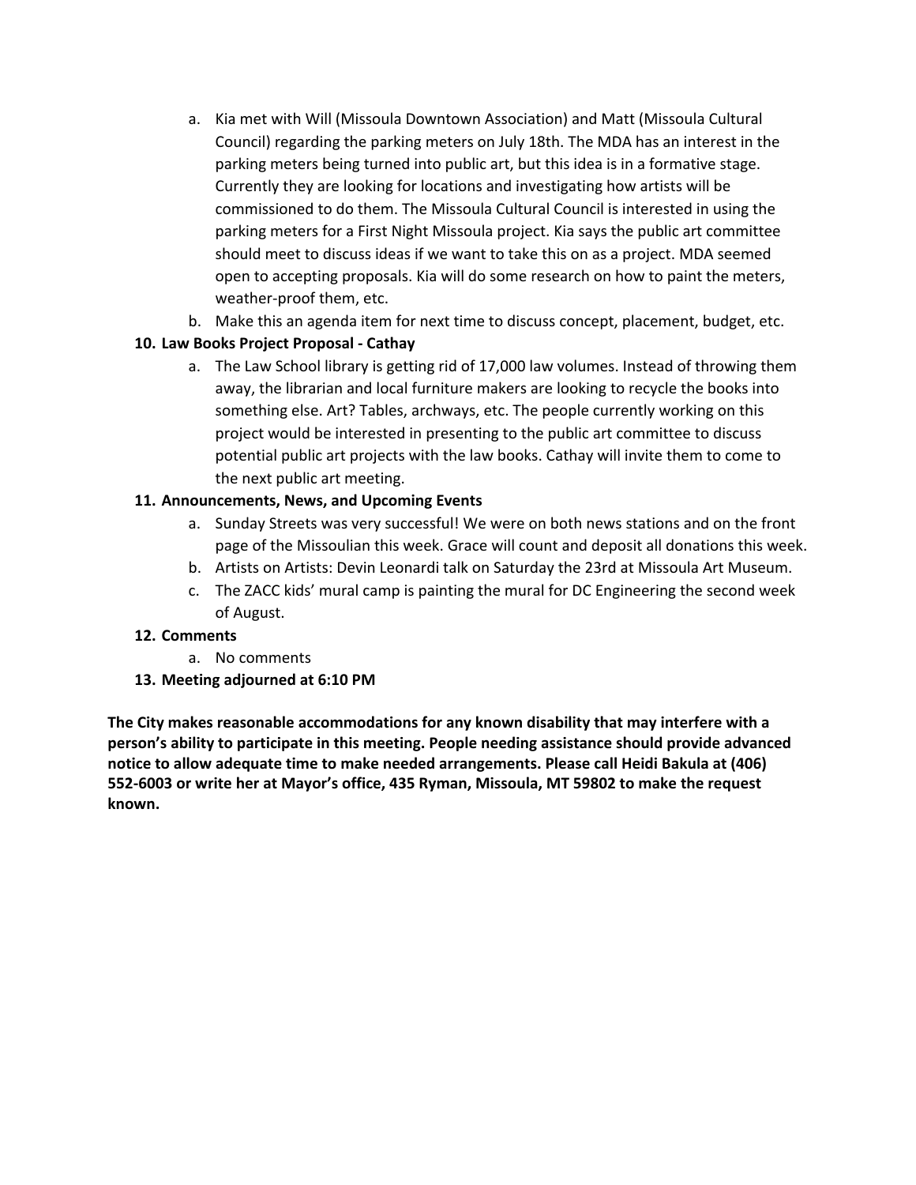a. Kia met with Will (Missoula Downtown Association) and Matt (Missoula Cultural Council) regarding the parking meters on July 18th. The MDA has an interest in the parking meters being turned into public art, but this idea is in a formative stage. Currently they are looking for locations and investigating how artists will be commissioned to do them. The Missoula Cultural Council is interested in using the parking meters for a First Night Missoula project. Kia says the public art committee should meet to discuss ideas if we want to take this on as a project. MDA seemed open to accepting proposals. Kia will do some research on how to paint the meters, weather-proof them, etc.
   b. Make this an agenda item for next time to discuss concept, placement, budget, etc.

10. **Law Books Project Proposal - Cathay**
    a. The Law School library is getting rid of 17,000 law volumes. Instead of throwing them away, the librarian and local furniture makers are looking to recycle the books into something else. Art? Tables, archways, etc. The people currently working on this project would be interested in presenting to the public art committee to discuss potential public art projects with the law books. Cathay will invite them to come to the next public art meeting.

11. **Announcements, News, and Upcoming Events**
    a. Sunday Streets was very successful! We were on both news stations and on the front page of the Missoulian this week. Grace will count and deposit all donations this week.
    b. Artists on Artists: Devin Leonardi talk on Saturday the 23rd at Missoula Art Museum.
    c. The ZACC kids' mural camp is painting the mural for DC Engineering the second week of August.

12. **Comments**
    a. No comments

13. **Meeting adjourned at 6:10 PM**

**The City makes reasonable accommodations for any known disability that may interfere with a person's ability to participate in this meeting. People needing assistance should provide advanced notice to allow adequate time to make needed arrangements. Please call Heidi Bakula at (406) 552-6003 or write her at Mayor's office, 435 Ryman, Missoula, MT 59802 to make the request known.**